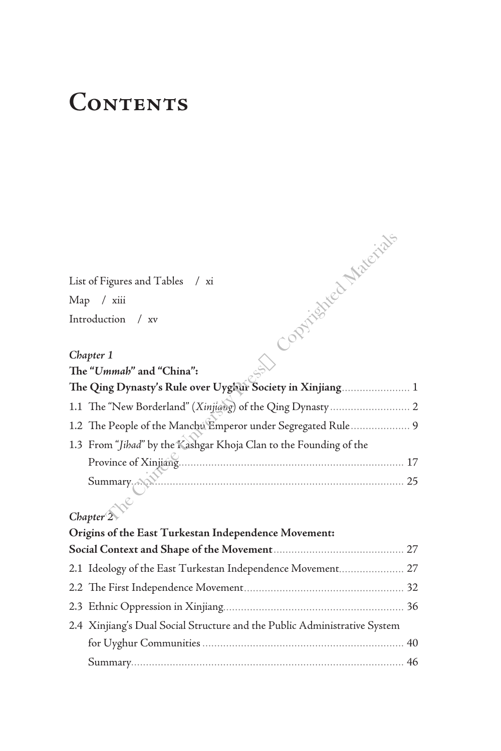# Contents

List of Figures and Tables / xi

Map / xiii

Introduction / xv

*Chapter 1*

**The "*Ummah*" and "China":**
**The Qing Dynasty's Rule over Uyghur Society in Xinjiang** ....................... 1

1.1 The "New Borderland" (*Xinjiang*) of the Qing Dynasty ........................... 2

1.2 The People of the Manchu Emperor under Segregated Rule .................... 9

1.3 From "*Jihad*" by the Kashgar Khoja Clan to the Founding of the Province of Xinjiang ........................................................................... 17

Summary ......................................................................................... 25

*Chapter 2*

**Origins of the East Turkestan Independence Movement:**
**Social Context and Shape of the Movement** ............................................ 27

2.1 Ideology of the East Turkestan Independence Movement ...................... 27

2.2 The First Independence Movement ...................................................... 32

2.3 Ethnic Oppression in Xinjiang ............................................................ 36

2.4 Xinjiang's Dual Social Structure and the Public Administrative System for Uyghur Communities .................................................................... 40

Summary ......................................................................................... 46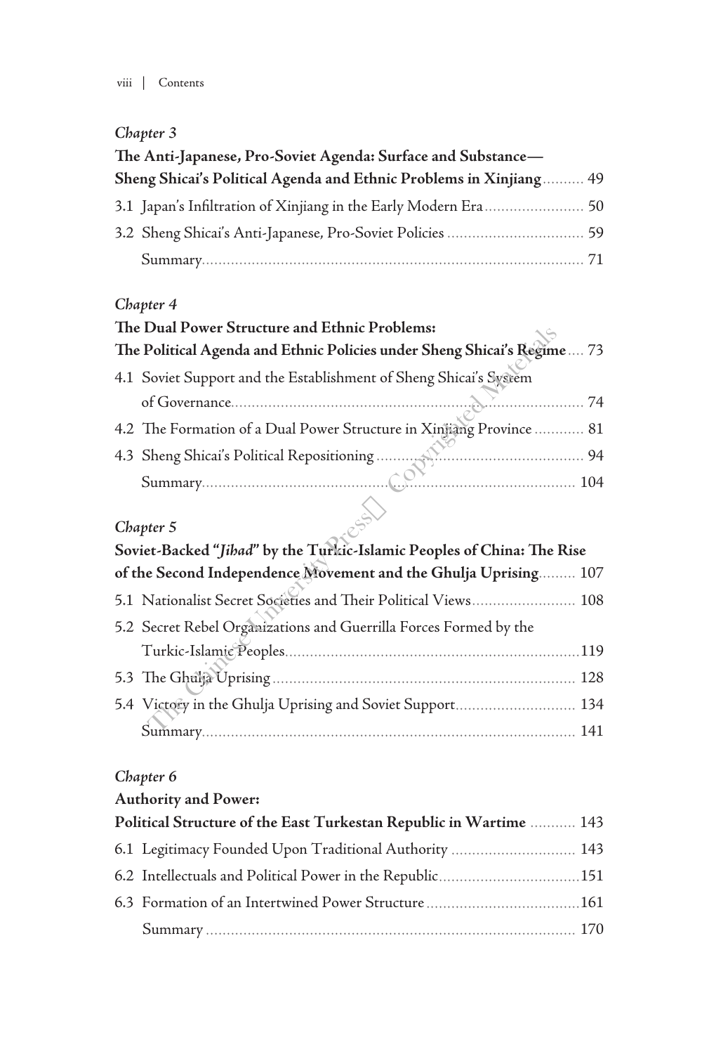*Chapter 3*

**The Anti-Japanese, Pro-Soviet Agenda: Surface and Substance— Sheng Shicai's Political Agenda and Ethnic Problems in Xinjiang** .......... 49

3.1 Japan's Infiltration of Xinjiang in the Early Modern Era ........................ 50

3.2 Sheng Shicai's Anti-Japanese, Pro-Soviet Policies ................................. 59

Summary ........................................................................................... 71

*Chapter 4*

**The Dual Power Structure and Ethnic Problems: The Political Agenda and Ethnic Policies under Sheng Shicai's Regime** .... 73

4.1 Soviet Support and the Establishment of Sheng Shicai's System of Governance ..................................................................................... 74

4.2 The Formation of a Dual Power Structure in Xinjiang Province ............ 81

4.3 Sheng Shicai's Political Repositioning .................................................. 94

Summary ........................................................................................... 104

*Chapter 5*

**Soviet-Backed "*Jihad*" by the Turkic-Islamic Peoples of China: The Rise of the Second Independence Movement and the Ghulja Uprising** ......... 107

5.1 Nationalist Secret Societies and Their Political Views ......................... 108

5.2 Secret Rebel Organizations and Guerrilla Forces Formed by the Turkic-Islamic Peoples ......................................................................119

5.3 The Ghulja Uprising ........................................................................ 128

5.4 Victory in the Ghulja Uprising and Soviet Support ............................. 134

Summary ........................................................................................... 141

*Chapter 6*

**Authority and Power: Political Structure of the East Turkestan Republic in Wartime** ........... 143

6.1 Legitimacy Founded Upon Traditional Authority .............................. 143

6.2 Intellectuals and Political Power in the Republic ..................................151

6.3 Formation of an Intertwined Power Structure .....................................161

Summary ........................................................................................... 170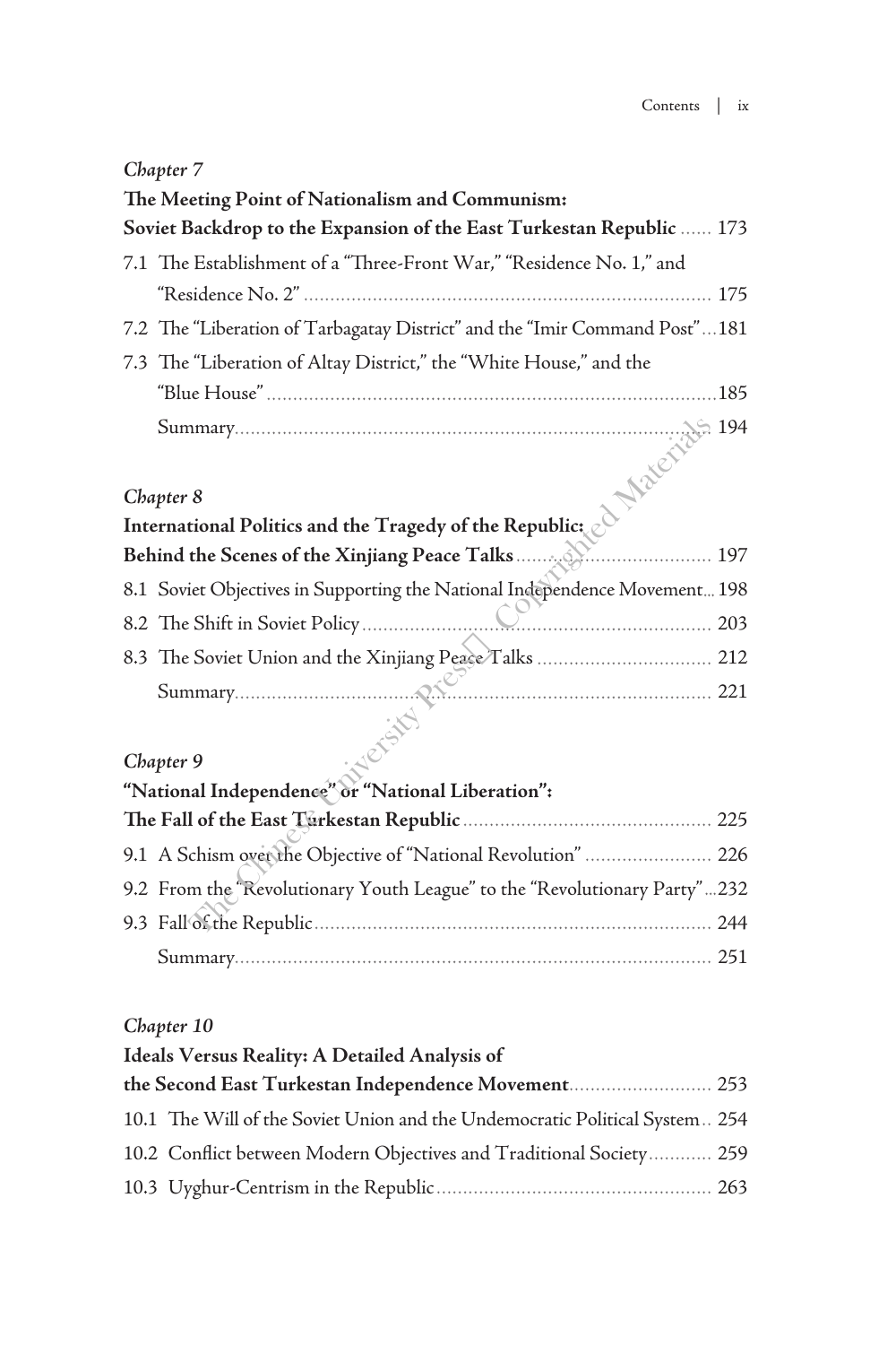*Chapter 7*

**The Meeting Point of Nationalism and Communism: Soviet Backdrop to the Expansion of the East Turkestan Republic** ...... 173

7.1 The Establishment of a "Three-Front War," "Residence No. 1," and "Residence No. 2" ........ 175

7.2 The "Liberation of Tarbagatay District" and the "Imir Command Post" ...181

7.3 The "Liberation of Altay District," the "White House," and the "Blue House" ........185

Summary........ 194

*Chapter 8*

**International Politics and the Tragedy of the Republic: Behind the Scenes of the Xinjiang Peace Talks**........ 197

8.1 Soviet Objectives in Supporting the National Independence Movement... 198

8.2 The Shift in Soviet Policy........ 203

8.3 The Soviet Union and the Xinjiang Peace Talks ........ 212

Summary........ 221

*Chapter 9*

**"National Independence" or "National Liberation": The Fall of the East Turkestan Republic**........ 225

9.1 A Schism over the Objective of "National Revolution" ........ 226

9.2 From the "Revolutionary Youth League" to the "Revolutionary Party" ...232

9.3 Fall of the Republic........ 244

Summary........ 251

*Chapter 10*

**Ideals Versus Reality: A Detailed Analysis of the Second East Turkestan Independence Movement**........ 253

10.1 The Will of the Soviet Union and the Undemocratic Political System.. 254

10.2 Conflict between Modern Objectives and Traditional Society........ 259

10.3 Uyghur-Centrism in the Republic........ 263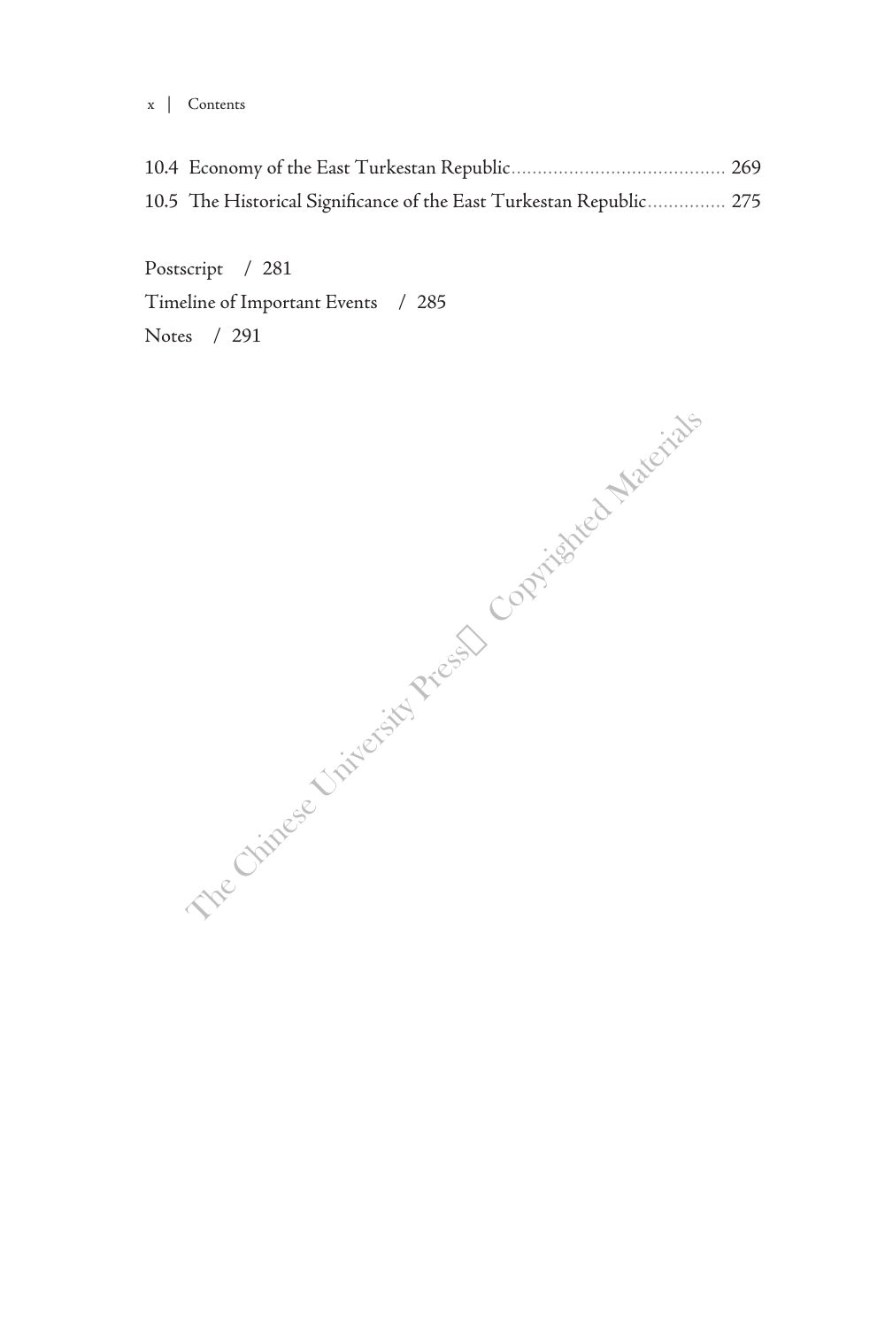10.4 Economy of the East Turkestan Republic........................................ 269

10.5 The Historical Significance of the East Turkestan Republic.............. 275

Postscript / 281

Timeline of Important Events / 285

Notes / 291